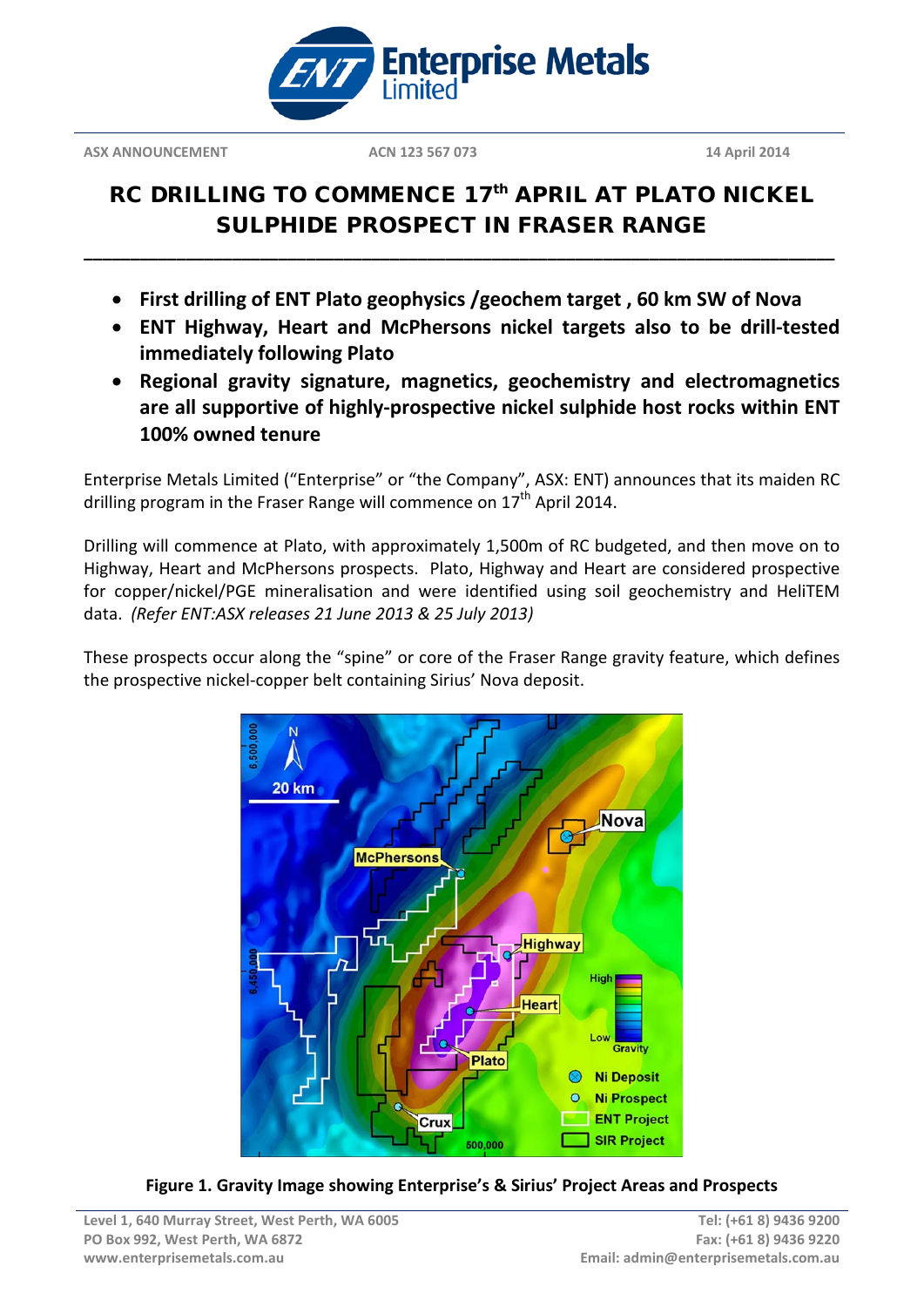ASX ANNOUNCEMENT ACN 123 567 073 14 April 2014

# RC DRILLING TO COMMENCE 17th APRIL AT PLATO NICKEL SULPHIDE PROSPECT IN FRASER RANGE

- **First drilling of ENT Plato geophysics /geochem target , 60 km SW of Nova**
- **ENT Highway, Heart and McPhersons nickel targets also to be drill-tested immediately following Plato**
- **Regional gravity signature, magnetics, geochemistry and electromagnetics are all supportive of highly-prospective nickel sulphide host rocks within ENT 100% owned tenure**

Enterprise Metals Limited ("Enterprise" or "the Company", ASX: ENT) announces that its maiden RC drilling program in the Fraser Range will commence on 17th April 2014.

Drilling will commence at Plato, with approximately 1,500m of RC budgeted, and then move on to Highway, Heart and McPhersons prospects. Plato, Highway and Heart are considered prospective for copper/nickel/PGE mineralisation and were identified using soil geochemistry and HeliTEM data. *(Refer ENT:ASX releases 21 June 2013 & 25 July 2013)*

These prospects occur along the "spine" or core of the Fraser Range gravity feature, which defines the prospective nickel-copper belt containing Sirius' Nova deposit.

**Figure 1. Gravity Image showing Enterprise's & Sirius' Project Areas and Prospects**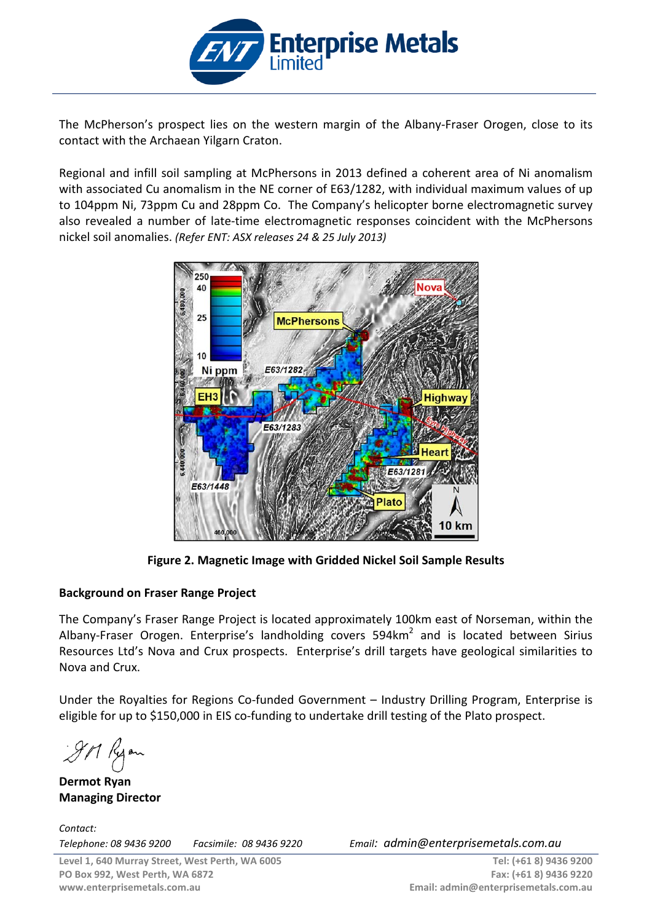The McPherson's prospect lies on the western margin of the Albany-Fraser Orogen, close to its contact with the Archaean Yilgarn Craton.

Regional and infill soil sampling at McPhersons in 2013 defined a coherent area of Ni anomalism with associated Cu anomalism in the NE corner of E63/1282, with individual maximum values of up to 104ppm Ni, 73ppm Cu and 28ppm Co. The Company's helicopter borne electromagnetic survey also revealed a number of late-time electromagnetic responses coincident with the McPhersons nickel soil anomalies. *(Refer ENT: ASX releases 24 & 25 July 2013)*

**Figure 2. Magnetic Image with Gridded Nickel Soil Sample Results**

## Background on Fraser Range Project

The Company's Fraser Range Project is located approximately 100km east of Norseman, within the Albany-Fraser Orogen. Enterprise's landholding covers 594km$^2$ and is located between Sirius Resources Ltd's Nova and Crux prospects. Enterprise's drill targets have geological similarities to Nova and Crux.

Under the Royalties for Regions Co-funded Government – Industry Drilling Program, Enterprise is eligible for up to $150,000 in EIS co-funding to undertake drill testing of the Plato prospect.

**Dermot Ryan**
**Managing Director**

*Contact:*
*Telephone: 08 9436 9200* *Facsimile: 08 9436 9220* *Email: admin@enterprisemetals.com.au*

Level 1, 640 Murray Street, West Perth, WA 6005
PO Box 992, West Perth, WA 6872
www.enterprisemetals.com.au

Tel: (+61 8) 9436 9200
Fax: (+61 8) 9436 9220
Email: admin@enterprisemetals.com.au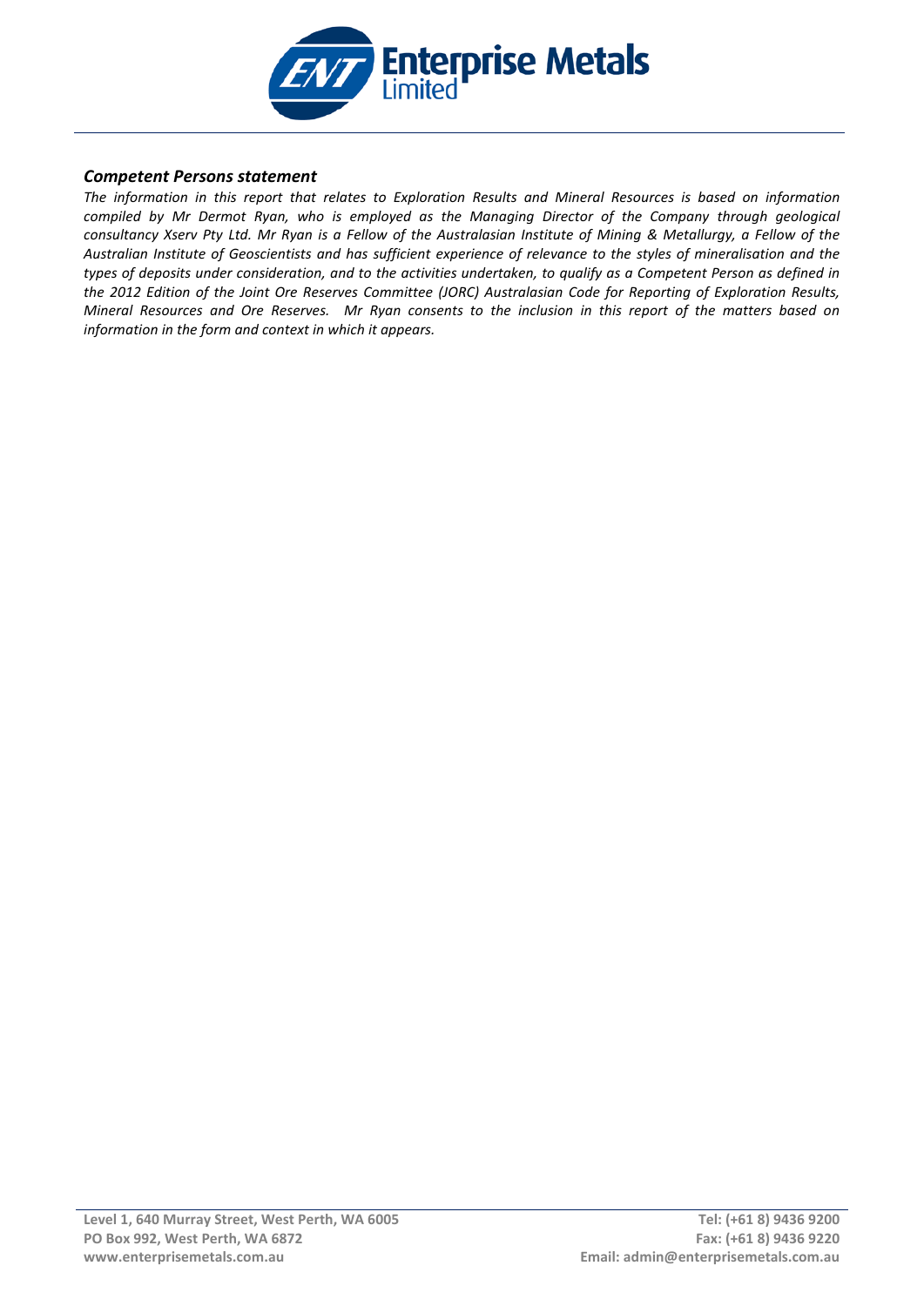***Competent Persons statement***

*The information in this report that relates to Exploration Results and Mineral Resources is based on information compiled by Mr Dermot Ryan, who is employed as the Managing Director of the Company through geological consultancy Xserv Pty Ltd. Mr Ryan is a Fellow of the Australasian Institute of Mining & Metallurgy, a Fellow of the Australian Institute of Geoscientists and has sufficient experience of relevance to the styles of mineralisation and the types of deposits under consideration, and to the activities undertaken, to qualify as a Competent Person as defined in the 2012 Edition of the Joint Ore Reserves Committee (JORC) Australasian Code for Reporting of Exploration Results, Mineral Resources and Ore Reserves. Mr Ryan consents to the inclusion in this report of the matters based on information in the form and context in which it appears.*